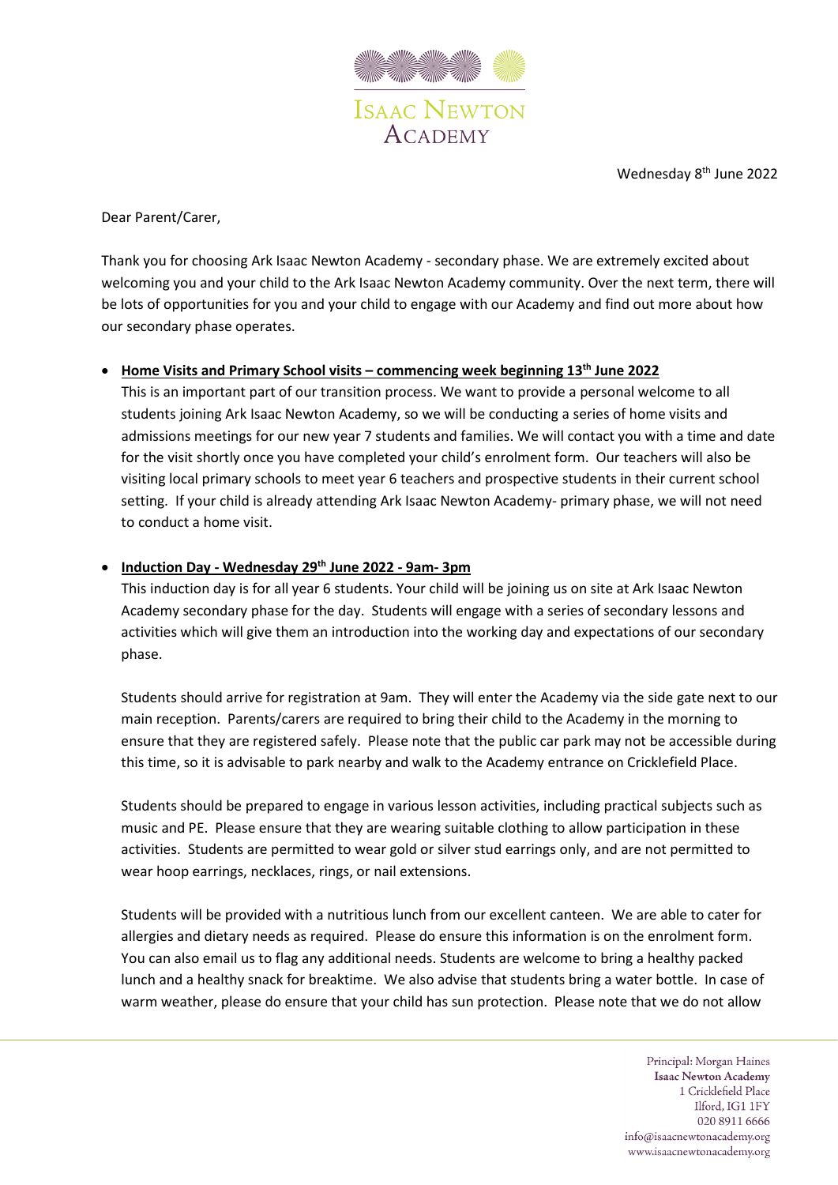ISAAC NEWTON ACADEMY

Wednesday 8th June 2022

Dear Parent/Carer,

Thank you for choosing Ark Isaac Newton Academy - secondary phase. We are extremely excited about welcoming you and your child to the Ark Isaac Newton Academy community. Over the next term, there will be lots of opportunities for you and your child to engage with our Academy and find out more about how our secondary phase operates.

- **Home Visits and Primary School visits – commencing week beginning 13th June 2022**
  This is an important part of our transition process. We want to provide a personal welcome to all students joining Ark Isaac Newton Academy, so we will be conducting a series of home visits and admissions meetings for our new year 7 students and families. We will contact you with a time and date for the visit shortly once you have completed your child's enrolment form. Our teachers will also be visiting local primary schools to meet year 6 teachers and prospective students in their current school setting. If your child is already attending Ark Isaac Newton Academy- primary phase, we will not need to conduct a home visit.

- **Induction Day - Wednesday 29th June 2022 - 9am- 3pm**
  This induction day is for all year 6 students. Your child will be joining us on site at Ark Isaac Newton Academy secondary phase for the day. Students will engage with a series of secondary lessons and activities which will give them an introduction into the working day and expectations of our secondary phase.

  Students should arrive for registration at 9am. They will enter the Academy via the side gate next to our main reception. Parents/carers are required to bring their child to the Academy in the morning to ensure that they are registered safely. Please note that the public car park may not be accessible during this time, so it is advisable to park nearby and walk to the Academy entrance on Cricklefield Place.

  Students should be prepared to engage in various lesson activities, including practical subjects such as music and PE. Please ensure that they are wearing suitable clothing to allow participation in these activities. Students are permitted to wear gold or silver stud earrings only, and are not permitted to wear hoop earrings, necklaces, rings, or nail extensions.

  Students will be provided with a nutritious lunch from our excellent canteen. We are able to cater for allergies and dietary needs as required. Please do ensure this information is on the enrolment form. You can also email us to flag any additional needs. Students are welcome to bring a healthy packed lunch and a healthy snack for breaktime. We also advise that students bring a water bottle. In case of warm weather, please do ensure that your child has sun protection. Please note that we do not allow

Principal: Morgan Haines
Isaac Newton Academy
1 Cricklefield Place
Ilford, IG1 1FY
020 8911 6666
info@isaacnewtonacademy.org
www.isaacnewtonacademy.org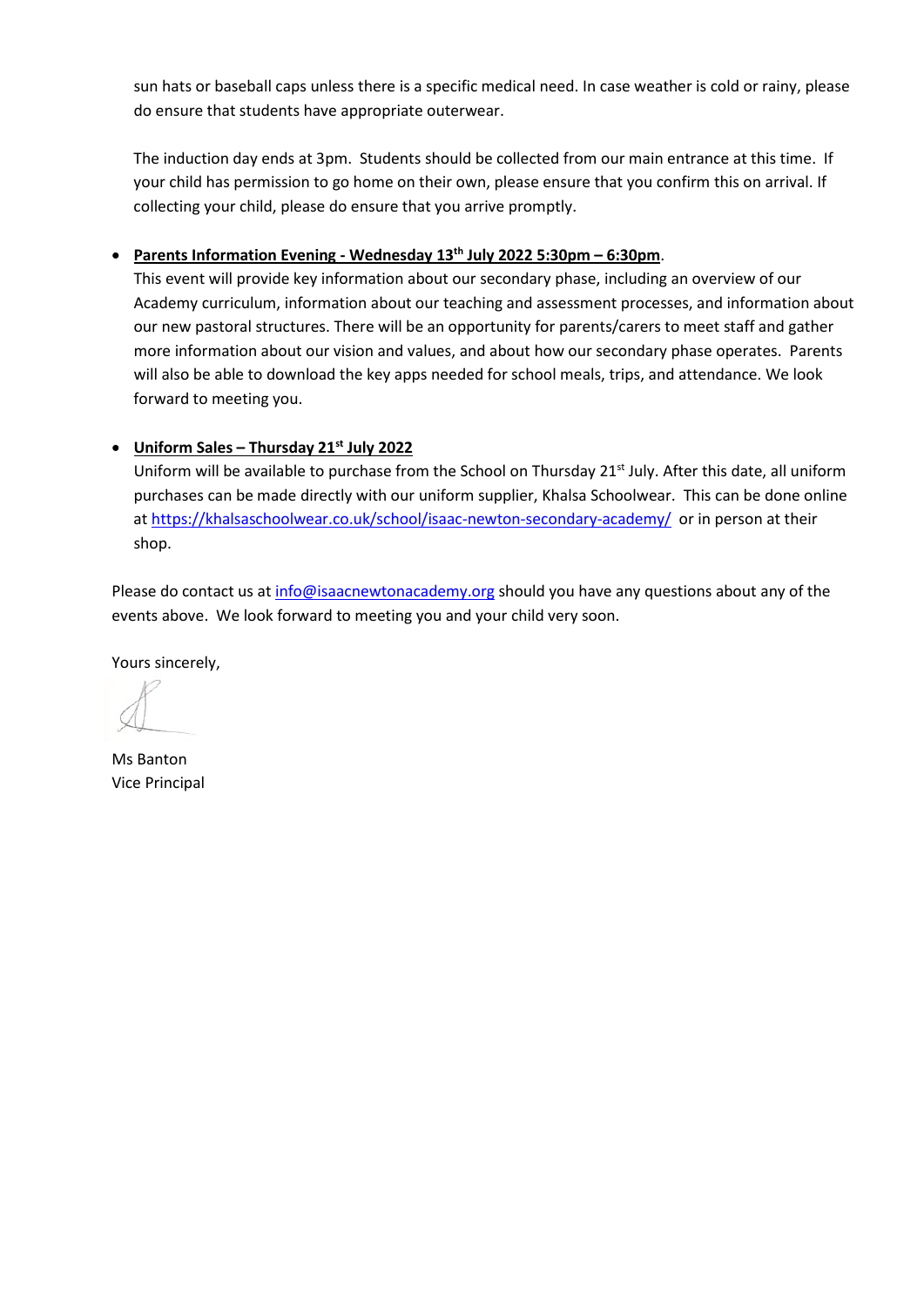sun hats or baseball caps unless there is a specific medical need. In case weather is cold or rainy, please do ensure that students have appropriate outerwear.

The induction day ends at 3pm. Students should be collected from our main entrance at this time. If your child has permission to go home on their own, please ensure that you confirm this on arrival. If collecting your child, please do ensure that you arrive promptly.

- **Parents Information Evening - Wednesday 13th July 2022 5:30pm – 6:30pm**.
  This event will provide key information about our secondary phase, including an overview of our Academy curriculum, information about our teaching and assessment processes, and information about our new pastoral structures. There will be an opportunity for parents/carers to meet staff and gather more information about our vision and values, and about how our secondary phase operates. Parents will also be able to download the key apps needed for school meals, trips, and attendance. We look forward to meeting you.

- **Uniform Sales – Thursday 21st July 2022**
  Uniform will be available to purchase from the School on Thursday 21st July. After this date, all uniform purchases can be made directly with our uniform supplier, Khalsa Schoolwear. This can be done online at https://khalsaschoolwear.co.uk/school/isaac-newton-secondary-academy/ or in person at their shop.

Please do contact us at info@isaacnewtonacademy.org should you have any questions about any of the events above. We look forward to meeting you and your child very soon.

Yours sincerely,

Ms Banton
Vice Principal